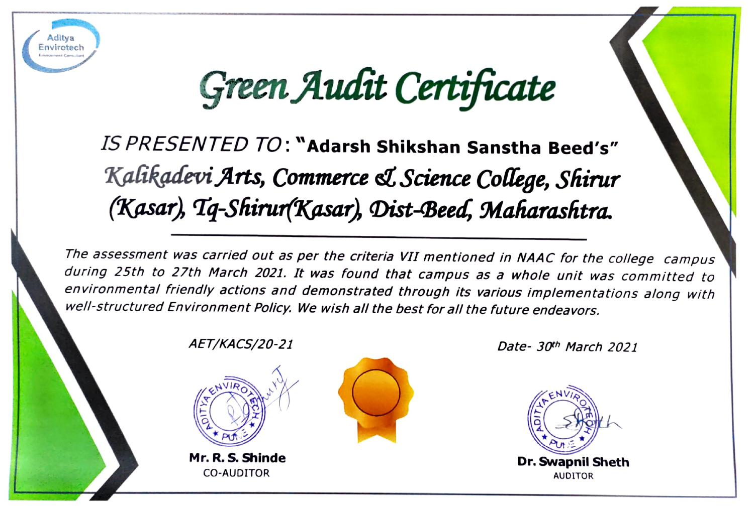Aditya Envirotech

# Green Audit Certificate

*IS PRESENTED TO*: **"Adarsh Shikshan Sanstha Beed's"**

## *Kalikadevi Arts, Commerce & Science College, Shirur (Kasar), Tq-Shirur(Kasar), Dist-Beed, Maharashtra.*

*The assessment was carried out as per the criteria VII mentioned in NAAC for the college campus during 25th to 27th March 2021. It was found that campus as a whole unit was committed to environmental friendly actions and demonstrated through its various implementations along with well-structured Environment Policy. We wish all the best for all the future endeavors.*

*AET/KACS/20-21*

*Date- 30th March 2021*

**Mr. R. S. Shinde**
CO-AUDITOR

**Dr. Swapnil Sheth**
AUDITOR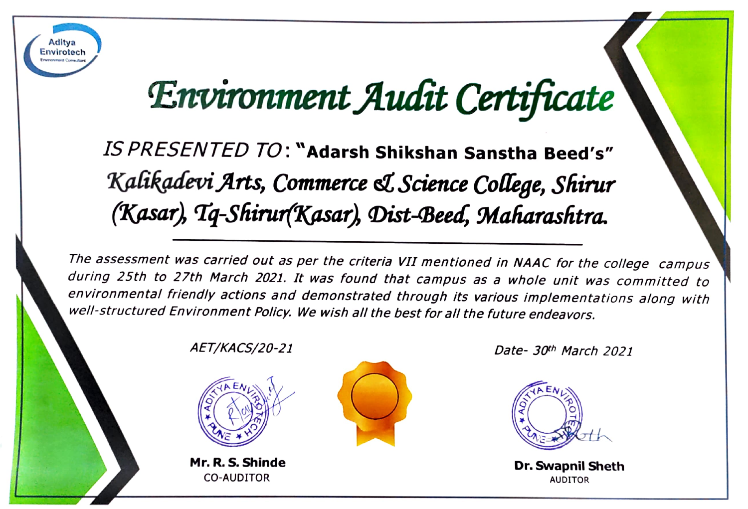Aditya Envirotech
Environment Consultant

# Environment Audit Certificate

IS PRESENTED TO: **"Adarsh Shikshan Sanstha Beed's"**

## *Kalikadevi Arts, Commerce & Science College, Shirur (Kasar), Tq-Shirur(Kasar), Dist-Beed, Maharashtra.*

---

*The assessment was carried out as per the criteria VII mentioned in NAAC for the college campus during 25th to 27th March 2021. It was found that campus as a whole unit was committed to environmental friendly actions and demonstrated through its various implementations along with well-structured Environment Policy. We wish all the best for all the future endeavors.*

*AET/KACS/20-21*

*Date- 30th March 2021*

**Mr. R. S. Shinde**
CO-AUDITOR

**Dr. Swapnil Sheth**
AUDITOR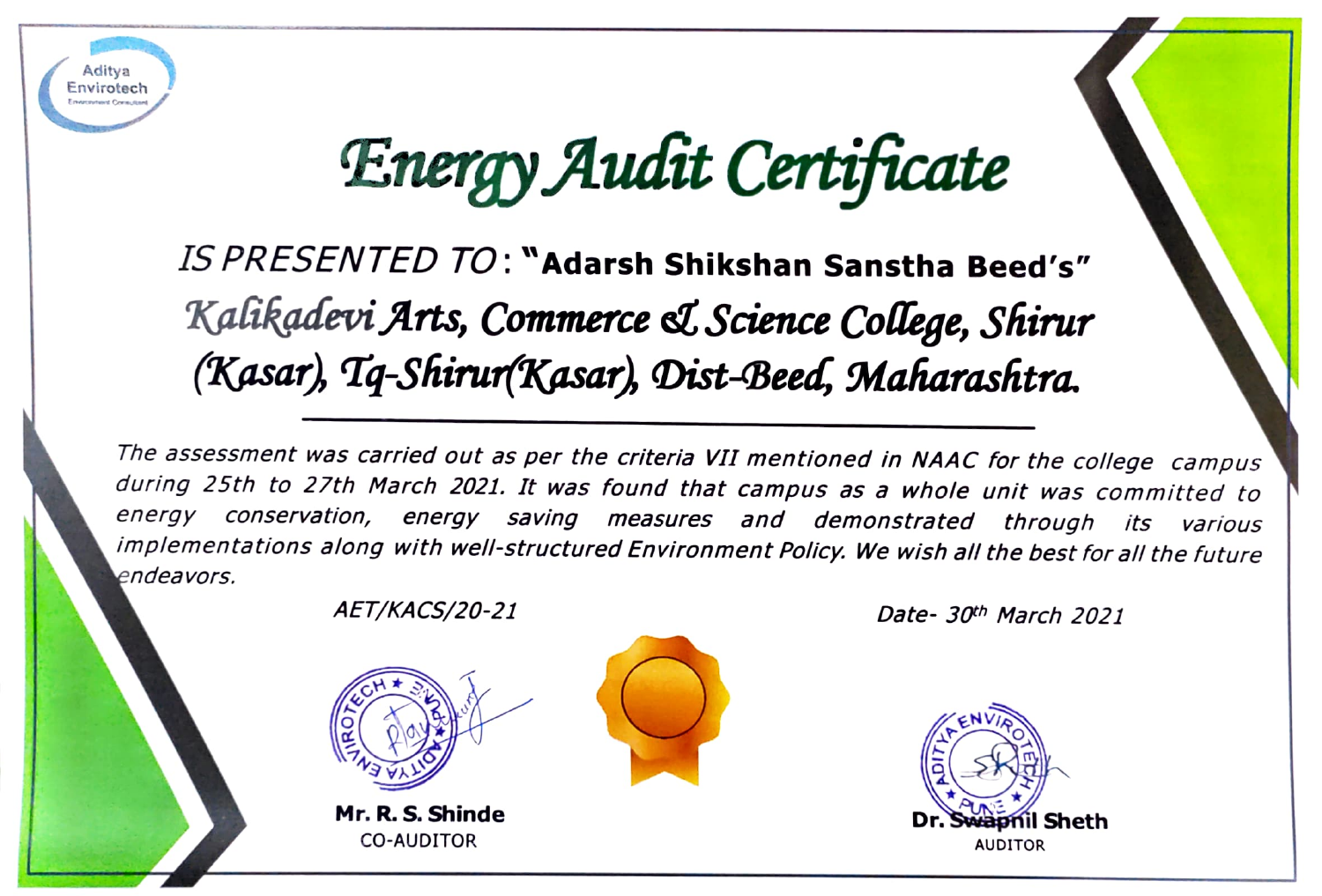Aditya Envirotech

Environment Consultant

# Energy Audit Certificate

*IS PRESENTED TO*: **"Adarsh Shikshan Sanstha Beed's"**

## *Kalikadevi Arts, Commerce & Science College, Shirur (Kasar), Tq-Shirur(Kasar), Dist-Beed, Maharashtra.*

*The assessment was carried out as per the criteria VII mentioned in NAAC for the college campus during 25th to 27th March 2021. It was found that campus as a whole unit was committed to energy conservation, energy saving measures and demonstrated through its various implementations along with well-structured Environment Policy. We wish all the best for all the future endeavors.*

*AET/KACS/20-21*

*Date- 30th March 2021*

**Mr. R. S. Shinde**
CO-AUDITOR

**Dr. Swapnil Sheth**
AUDITOR